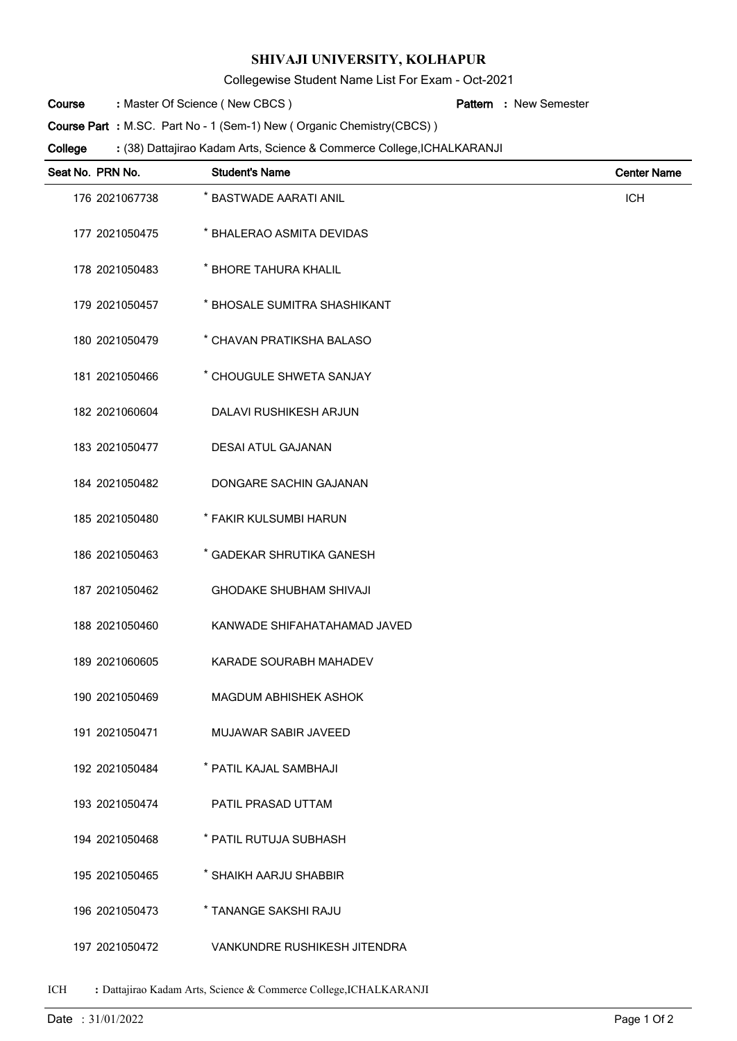# SHIVAJI UNIVERSITY, KOLHAPUR

Collegewise Student Name List For Exam - Oct-2021

**Course** : Master Of Science ( New CBCS ) **Pattern** : New Semester

**Course Part** : M.SC. Part No - 1 (Sem-1) New ( Organic Chemistry(CBCS) )

**College** : (38) Dattajirao Kadam Arts, Science & Commerce College,ICHALKARANJI

| Seat No. | PRN No. | Student's Name | Center Name |
|---|---|---|---|
| 176 | 2021067738 | * BASTWADE AARATI ANIL | ICH |
| 177 | 2021050475 | * BHALERAO ASMITA DEVIDAS | |
| 178 | 2021050483 | * BHORE TAHURA KHALIL | |
| 179 | 2021050457 | * BHOSALE SUMITRA SHASHIKANT | |
| 180 | 2021050479 | * CHAVAN PRATIKSHA BALASO | |
| 181 | 2021050466 | * CHOUGULE SHWETA SANJAY | |
| 182 | 2021060604 | DALAVI RUSHIKESH ARJUN | |
| 183 | 2021050477 | DESAI ATUL GAJANAN | |
| 184 | 2021050482 | DONGARE SACHIN GAJANAN | |
| 185 | 2021050480 | * FAKIR KULSUMBI HARUN | |
| 186 | 2021050463 | * GADEKAR SHRUTIKA GANESH | |
| 187 | 2021050462 | GHODAKE SHUBHAM SHIVAJI | |
| 188 | 2021050460 | KANWADE SHIFAHATAHAMAD JAVED | |
| 189 | 2021060605 | KARADE SOURABH MAHADEV | |
| 190 | 2021050469 | MAGDUM ABHISHEK ASHOK | |
| 191 | 2021050471 | MUJAWAR SABIR JAVEED | |
| 192 | 2021050484 | * PATIL KAJAL SAMBHAJI | |
| 193 | 2021050474 | PATIL PRASAD UTTAM | |
| 194 | 2021050468 | * PATIL RUTUJA SUBHASH | |
| 195 | 2021050465 | * SHAIKH AARJU SHABBIR | |
| 196 | 2021050473 | * TANANGE SAKSHI RAJU | |
| 197 | 2021050472 | VANKUNDRE RUSHIKESH JITENDRA | |

ICH : Dattajirao Kadam Arts, Science & Commerce College,ICHALKARANJI

Date : 31/01/2022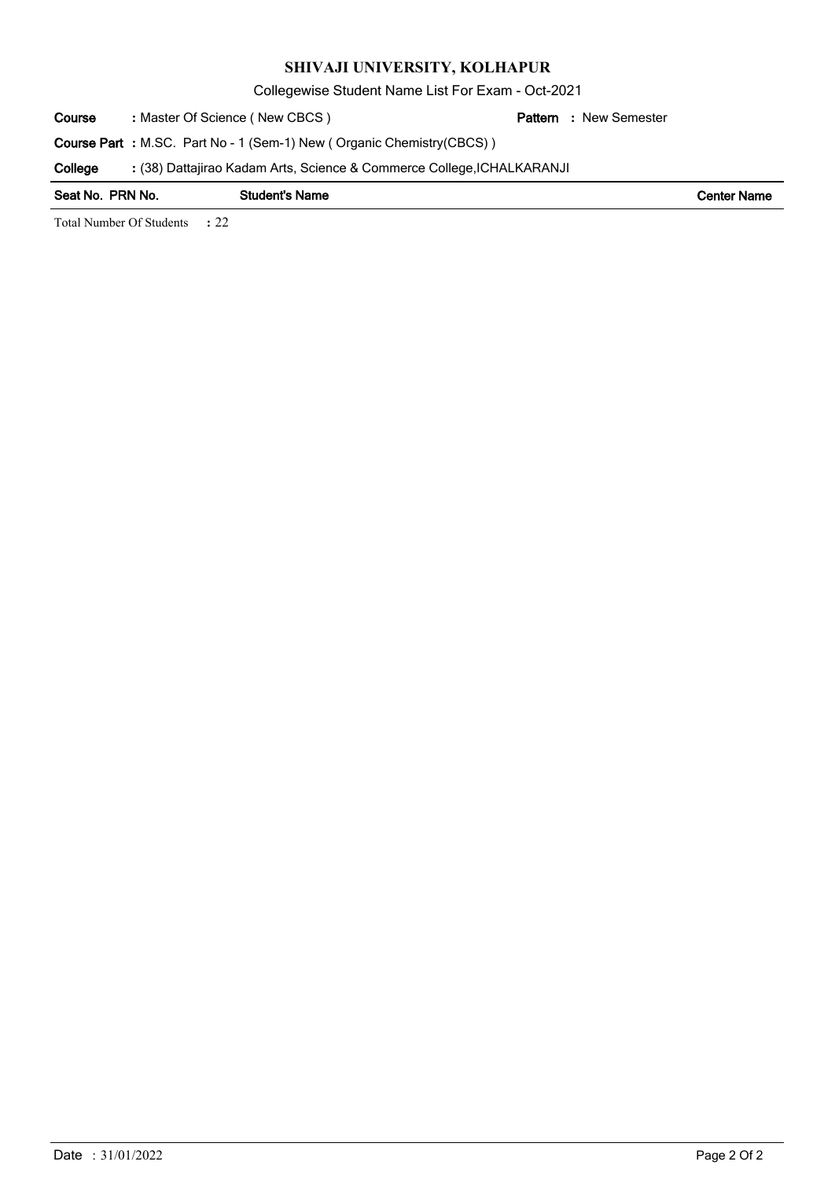# SHIVAJI UNIVERSITY, KOLHAPUR

Collegewise Student Name List For Exam - Oct-2021

**Course** : Master Of Science ( New CBCS ) **Pattern** : New Semester

**Course Part** : M.SC. Part No - 1 (Sem-1) New ( Organic Chemistry(CBCS) )

**College** : (38) Dattajirao Kadam Arts, Science & Commerce College,ICHALKARANJI

| Seat No. | PRN No. | Student's Name | Center Name |
|---|---|---|---|

Total Number Of Students : 22

Date : 31/01/2022